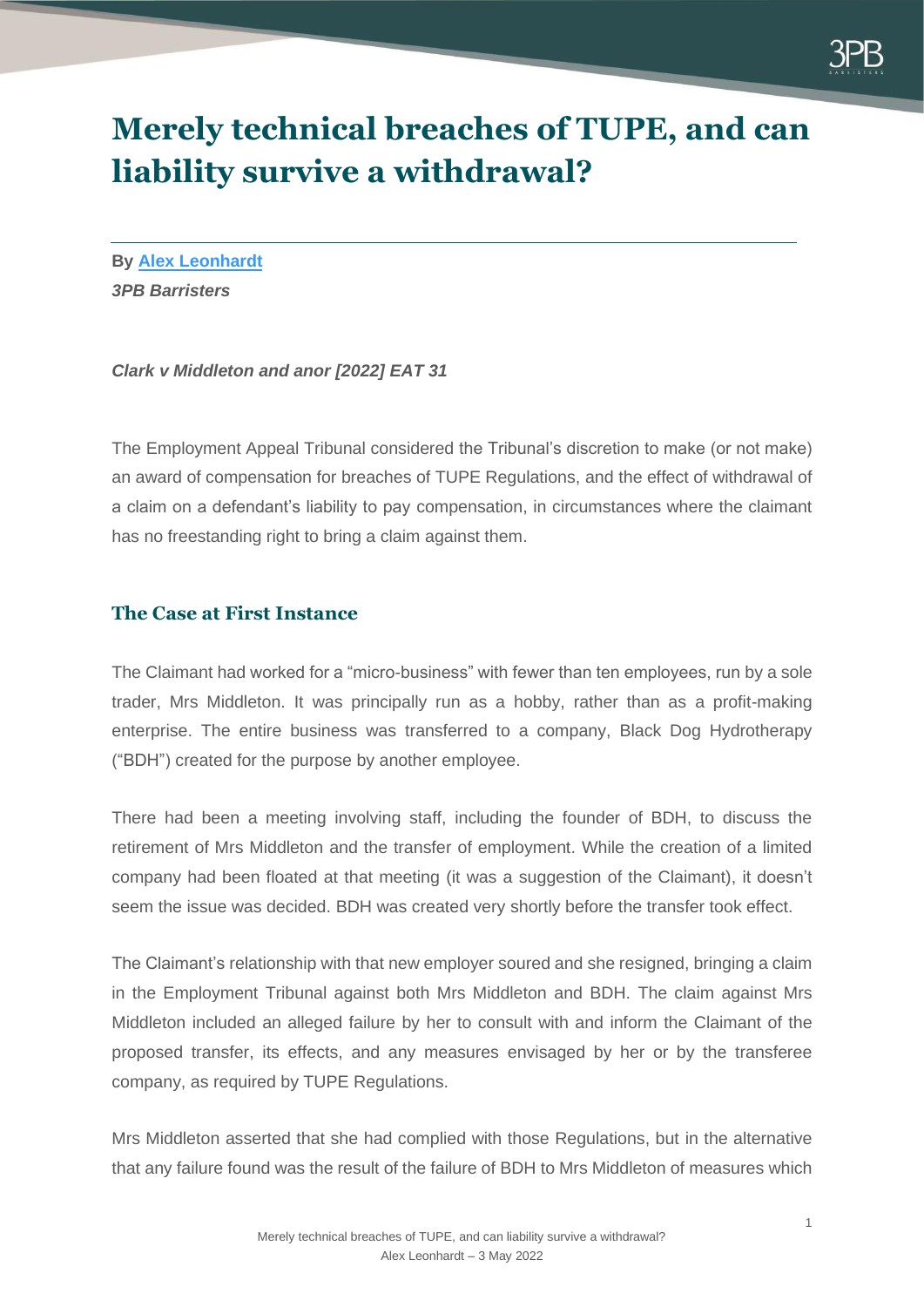# Merely technical breaches of TUPE, and can liability survive a withdrawal?

**By** [**Alex Leonhardt**]
*3PB Barristers*

***Clark v Middleton and anor [2022] EAT 31***

The Employment Appeal Tribunal considered the Tribunal's discretion to make (or not make) an award of compensation for breaches of TUPE Regulations, and the effect of withdrawal of a claim on a defendant's liability to pay compensation, in circumstances where the claimant has no freestanding right to bring a claim against them.

## The Case at First Instance

The Claimant had worked for a "micro-business" with fewer than ten employees, run by a sole trader, Mrs Middleton. It was principally run as a hobby, rather than as a profit-making enterprise. The entire business was transferred to a company, Black Dog Hydrotherapy ("BDH") created for the purpose by another employee.

There had been a meeting involving staff, including the founder of BDH, to discuss the retirement of Mrs Middleton and the transfer of employment. While the creation of a limited company had been floated at that meeting (it was a suggestion of the Claimant), it doesn't seem the issue was decided. BDH was created very shortly before the transfer took effect.

The Claimant's relationship with that new employer soured and she resigned, bringing a claim in the Employment Tribunal against both Mrs Middleton and BDH. The claim against Mrs Middleton included an alleged failure by her to consult with and inform the Claimant of the proposed transfer, its effects, and any measures envisaged by her or by the transferee company, as required by TUPE Regulations.

Mrs Middleton asserted that she had complied with those Regulations, but in the alternative that any failure found was the result of the failure of BDH to Mrs Middleton of measures which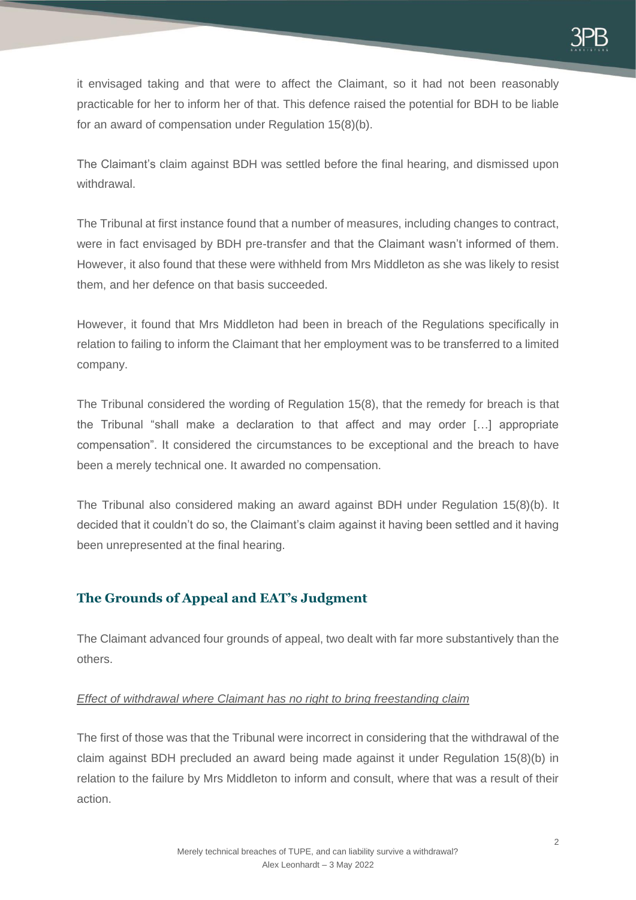it envisaged taking and that were to affect the Claimant, so it had not been reasonably practicable for her to inform her of that. This defence raised the potential for BDH to be liable for an award of compensation under Regulation 15(8)(b).

The Claimant's claim against BDH was settled before the final hearing, and dismissed upon withdrawal.

The Tribunal at first instance found that a number of measures, including changes to contract, were in fact envisaged by BDH pre-transfer and that the Claimant wasn't informed of them. However, it also found that these were withheld from Mrs Middleton as she was likely to resist them, and her defence on that basis succeeded.

However, it found that Mrs Middleton had been in breach of the Regulations specifically in relation to failing to inform the Claimant that her employment was to be transferred to a limited company.

The Tribunal considered the wording of Regulation 15(8), that the remedy for breach is that the Tribunal "shall make a declaration to that affect and may order […] appropriate compensation". It considered the circumstances to be exceptional and the breach to have been a merely technical one. It awarded no compensation.

The Tribunal also considered making an award against BDH under Regulation 15(8)(b). It decided that it couldn't do so, the Claimant's claim against it having been settled and it having been unrepresented at the final hearing.

## The Grounds of Appeal and EAT's Judgment

The Claimant advanced four grounds of appeal, two dealt with far more substantively than the others.

*Effect of withdrawal where Claimant has no right to bring freestanding claim*

The first of those was that the Tribunal were incorrect in considering that the withdrawal of the claim against BDH precluded an award being made against it under Regulation 15(8)(b) in relation to the failure by Mrs Middleton to inform and consult, where that was a result of their action.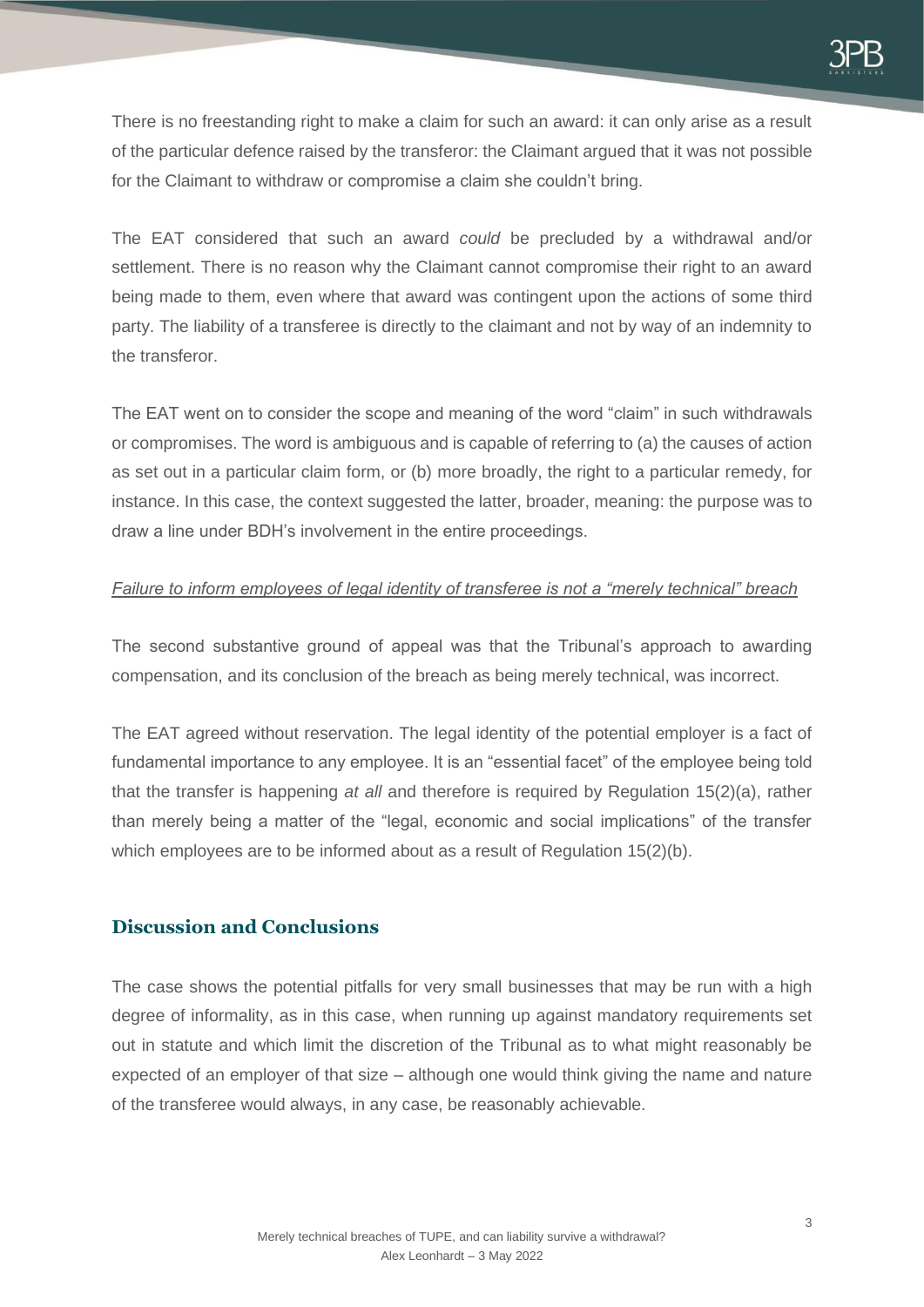There is no freestanding right to make a claim for such an award: it can only arise as a result of the particular defence raised by the transferor: the Claimant argued that it was not possible for the Claimant to withdraw or compromise a claim she couldn't bring.

The EAT considered that such an award *could* be precluded by a withdrawal and/or settlement. There is no reason why the Claimant cannot compromise their right to an award being made to them, even where that award was contingent upon the actions of some third party. The liability of a transferee is directly to the claimant and not by way of an indemnity to the transferor.

The EAT went on to consider the scope and meaning of the word "claim" in such withdrawals or compromises. The word is ambiguous and is capable of referring to (a) the causes of action as set out in a particular claim form, or (b) more broadly, the right to a particular remedy, for instance. In this case, the context suggested the latter, broader, meaning: the purpose was to draw a line under BDH's involvement in the entire proceedings.

*Failure to inform employees of legal identity of transferee is not a "merely technical" breach*

The second substantive ground of appeal was that the Tribunal's approach to awarding compensation, and its conclusion of the breach as being merely technical, was incorrect.

The EAT agreed without reservation. The legal identity of the potential employer is a fact of fundamental importance to any employee. It is an "essential facet" of the employee being told that the transfer is happening *at all* and therefore is required by Regulation 15(2)(a), rather than merely being a matter of the "legal, economic and social implications" of the transfer which employees are to be informed about as a result of Regulation 15(2)(b).

## Discussion and Conclusions

The case shows the potential pitfalls for very small businesses that may be run with a high degree of informality, as in this case, when running up against mandatory requirements set out in statute and which limit the discretion of the Tribunal as to what might reasonably be expected of an employer of that size – although one would think giving the name and nature of the transferee would always, in any case, be reasonably achievable.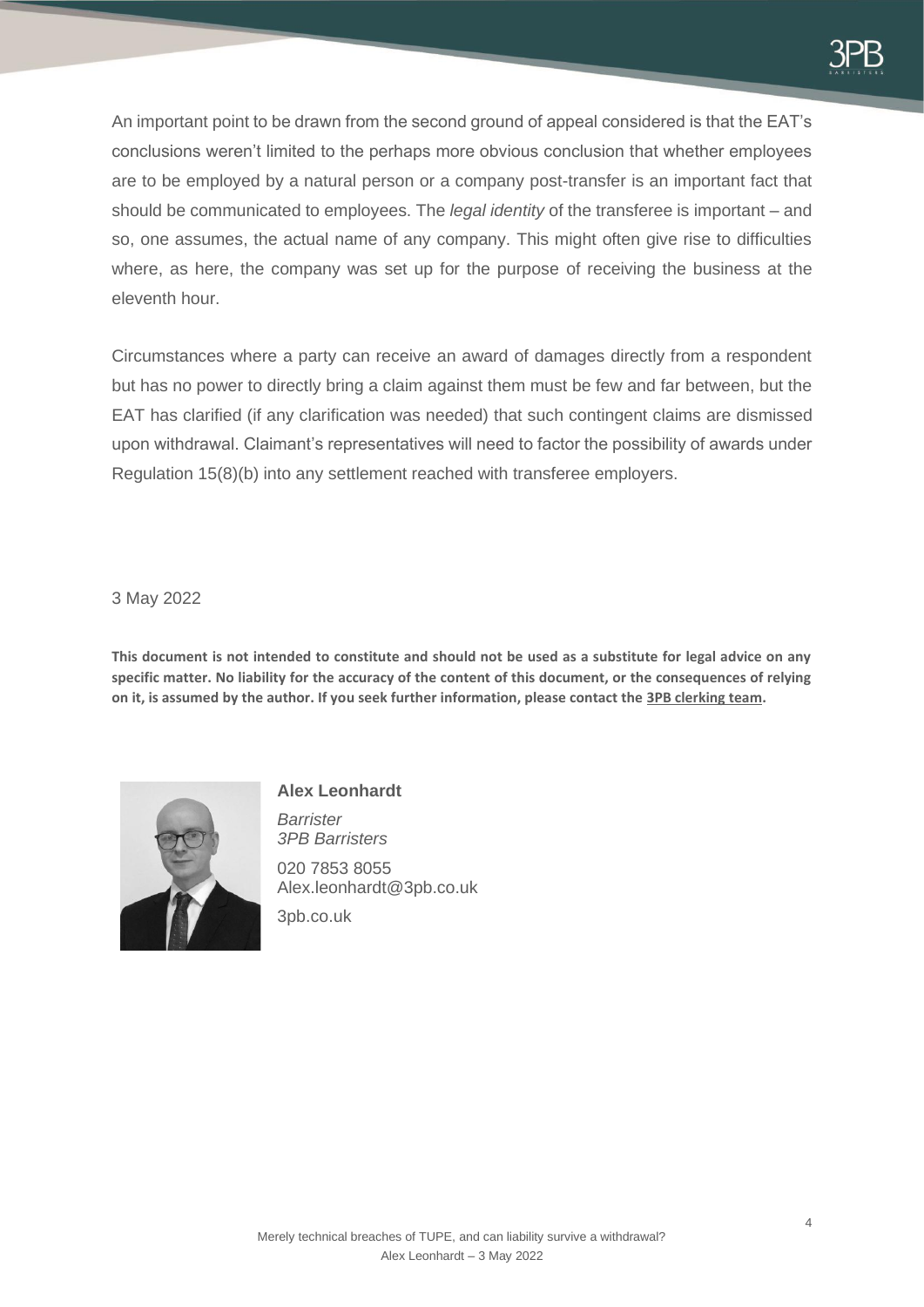An important point to be drawn from the second ground of appeal considered is that the EAT's conclusions weren't limited to the perhaps more obvious conclusion that whether employees are to be employed by a natural person or a company post-transfer is an important fact that should be communicated to employees. The *legal identity* of the transferee is important – and so, one assumes, the actual name of any company. This might often give rise to difficulties where, as here, the company was set up for the purpose of receiving the business at the eleventh hour.

Circumstances where a party can receive an award of damages directly from a respondent but has no power to directly bring a claim against them must be few and far between, but the EAT has clarified (if any clarification was needed) that such contingent claims are dismissed upon withdrawal. Claimant's representatives will need to factor the possibility of awards under Regulation 15(8)(b) into any settlement reached with transferee employers.

3 May 2022

**This document is not intended to constitute and should not be used as a substitute for legal advice on any specific matter. No liability for the accuracy of the content of this document, or the consequences of relying on it, is assumed by the author. If you seek further information, please contact the 3PB clerking team.**

**Alex Leonhardt**

*Barrister*
*3PB Barristers*

020 7853 8055
Alex.leonhardt@3pb.co.uk

3pb.co.uk